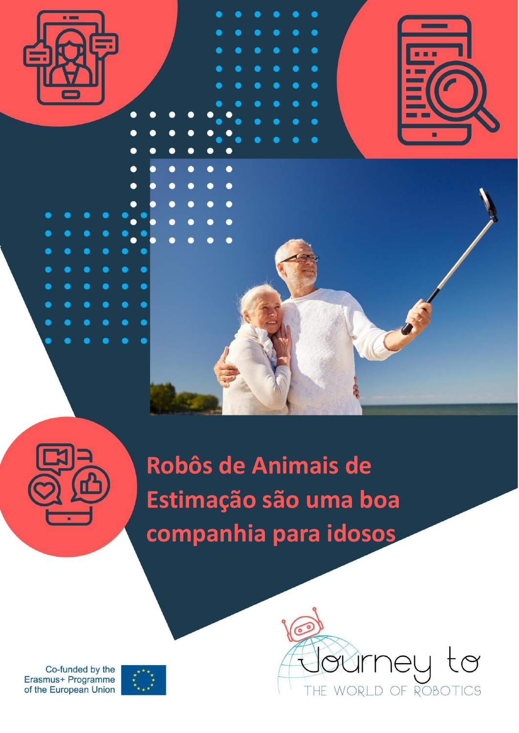# Robôs de Animais de Estimação são uma boa companhia para idosos

Co-funded by the Erasmus+ Programme of the European Union

Journey to THE WORLD OF ROBOTICS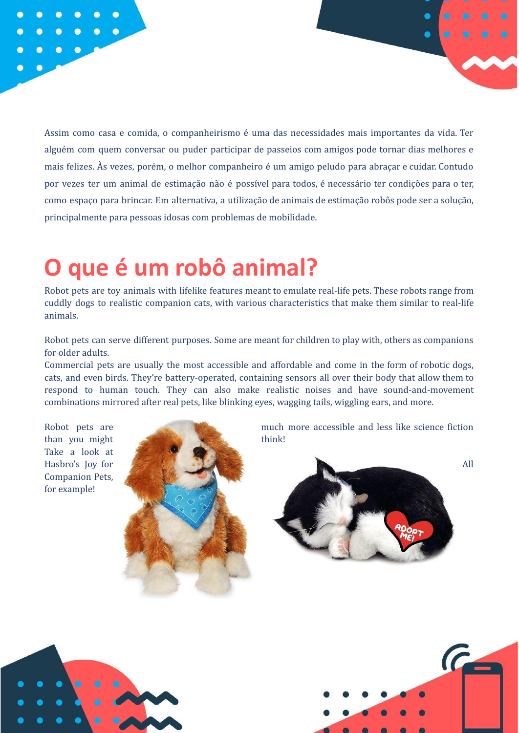Assim como casa e comida, o companheirismo é uma das necessidades mais importantes da vida. Ter alguém com quem conversar ou puder participar de passeios com amigos pode tornar dias melhores e mais felizes. Às vezes, porém, o melhor companheiro é um amigo peludo para abraçar e cuidar. Contudo por vezes ter um animal de estimação não é possível para todos, é necessário ter condições para o ter, como espaço para brincar. Em alternativa, a utilização de animais de estimação robôs pode ser a solução, principalmente para pessoas idosas com problemas de mobilidade.

# O que é um robô animal?

Robot pets are toy animals with lifelike features meant to emulate real-life pets. These robots range from cuddly dogs to realistic companion cats, with various characteristics that make them similar to real-life animals.

Robot pets can serve different purposes. Some are meant for children to play with, others as companions for older adults.
Commercial pets are usually the most accessible and affordable and come in the form of robotic dogs, cats, and even birds. They're battery-operated, containing sensors all over their body that allow them to respond to human touch. They can also make realistic noises and have sound-and-movement combinations mirrored after real pets, like blinking eyes, wagging tails, wiggling ears, and more.

Robot pets are much more accessible and less like science fiction than you might think! Take a look at Hasbro's Joy for All Companion Pets, for example!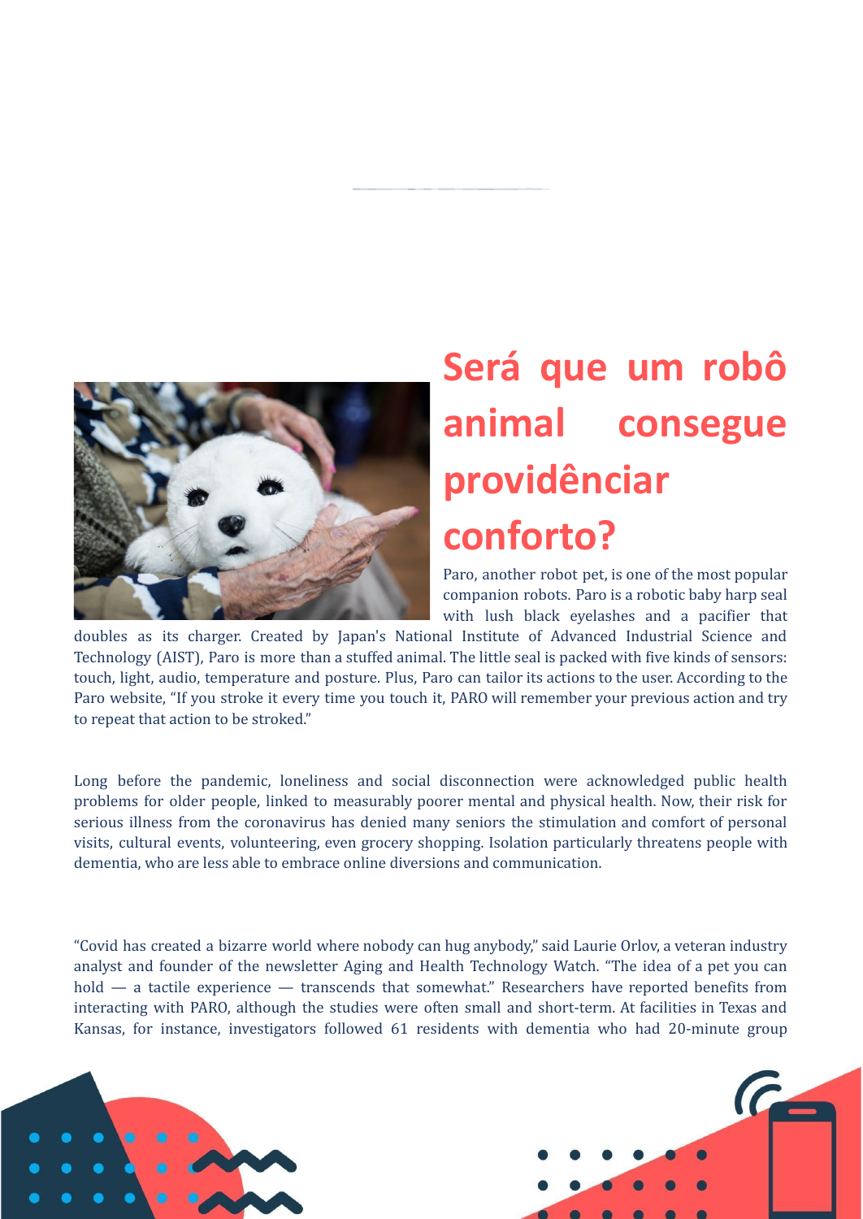# Será que um robô animal consegue providênciar conforto?

Paro, another robot pet, is one of the most popular companion robots. Paro is a robotic baby harp seal with lush black eyelashes and a pacifier that doubles as its charger. Created by Japan's National Institute of Advanced Industrial Science and Technology (AIST), Paro is more than a stuffed animal. The little seal is packed with five kinds of sensors: touch, light, audio, temperature and posture. Plus, Paro can tailor its actions to the user. According to the Paro website, "If you stroke it every time you touch it, PARO will remember your previous action and try to repeat that action to be stroked."

Long before the pandemic, loneliness and social disconnection were acknowledged public health problems for older people, linked to measurably poorer mental and physical health. Now, their risk for serious illness from the coronavirus has denied many seniors the stimulation and comfort of personal visits, cultural events, volunteering, even grocery shopping. Isolation particularly threatens people with dementia, who are less able to embrace online diversions and communication.

"Covid has created a bizarre world where nobody can hug anybody," said Laurie Orlov, a veteran industry analyst and founder of the newsletter Aging and Health Technology Watch. "The idea of a pet you can hold — a tactile experience — transcends that somewhat." Researchers have reported benefits from interacting with PARO, although the studies were often small and short-term. At facilities in Texas and Kansas, for instance, investigators followed 61 residents with dementia who had 20-minute group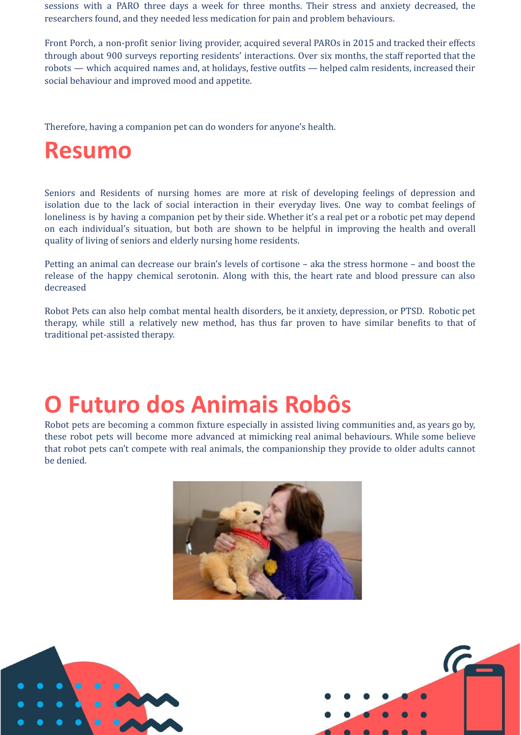sessions with a PARO three days a week for three months. Their stress and anxiety decreased, the researchers found, and they needed less medication for pain and problem behaviours.

Front Porch, a non-profit senior living provider, acquired several PAROs in 2015 and tracked their effects through about 900 surveys reporting residents' interactions. Over six months, the staff reported that the robots — which acquired names and, at holidays, festive outfits — helped calm residents, increased their social behaviour and improved mood and appetite.

Therefore, having a companion pet can do wonders for anyone's health.

# Resumo

Seniors and Residents of nursing homes are more at risk of developing feelings of depression and isolation due to the lack of social interaction in their everyday lives. One way to combat feelings of loneliness is by having a companion pet by their side. Whether it's a real pet or a robotic pet may depend on each individual's situation, but both are shown to be helpful in improving the health and overall quality of living of seniors and elderly nursing home residents.

Petting an animal can decrease our brain's levels of cortisone – aka the stress hormone – and boost the release of the happy chemical serotonin. Along with this, the heart rate and blood pressure can also decreased

Robot Pets can also help combat mental health disorders, be it anxiety, depression, or PTSD. Robotic pet therapy, while still a relatively new method, has thus far proven to have similar benefits to that of traditional pet-assisted therapy.

# O Futuro dos Animais Robôs

Robot pets are becoming a common fixture especially in assisted living communities and, as years go by, these robot pets will become more advanced at mimicking real animal behaviours. While some believe that robot pets can't compete with real animals, the companionship they provide to older adults cannot be denied.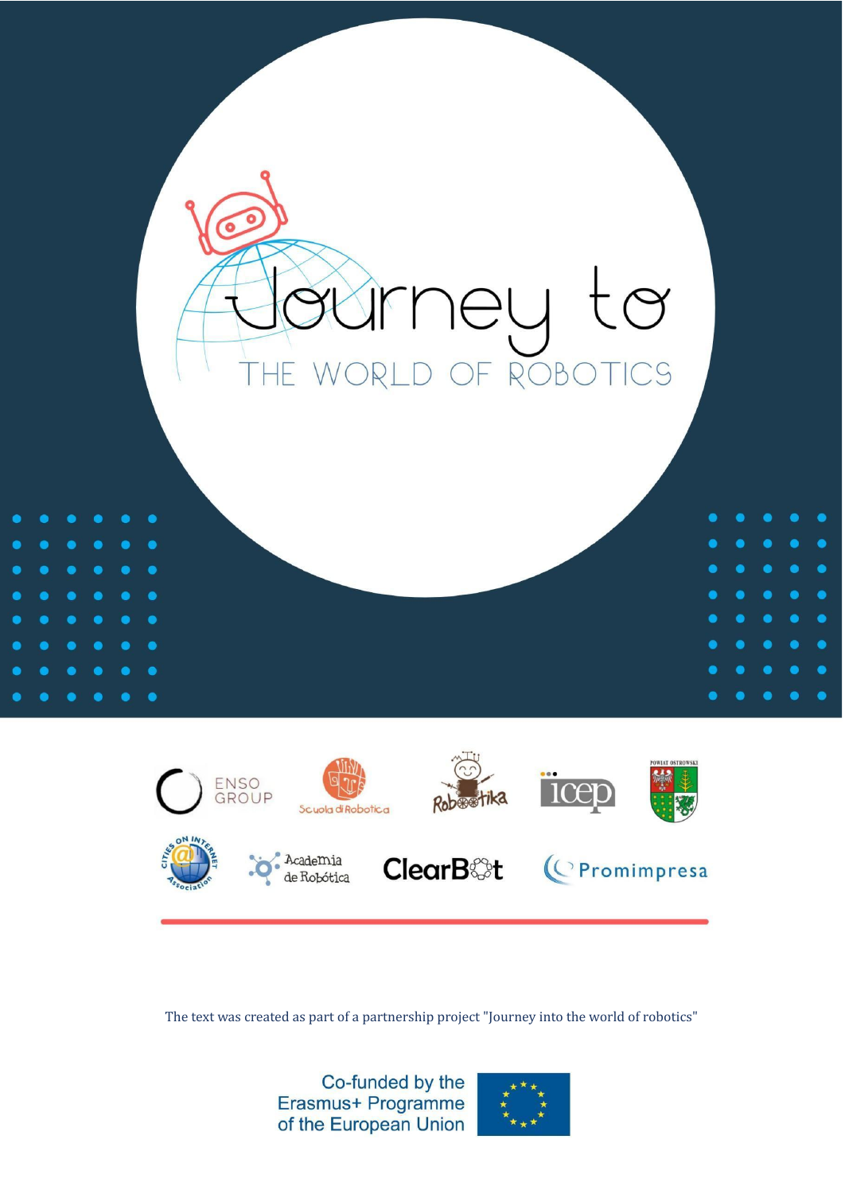# Journey to THE WORLD OF ROBOTICS

ENSO GROUP

Scuola di Robotica

Robotika

icep

POWIAT OSTROWSKI

Cities on Internet Association

Academia de Robótica

ClearBot

Promimpresa

The text was created as part of a partnership project "Journey into the world of robotics"

Co-funded by the Erasmus+ Programme of the European Union